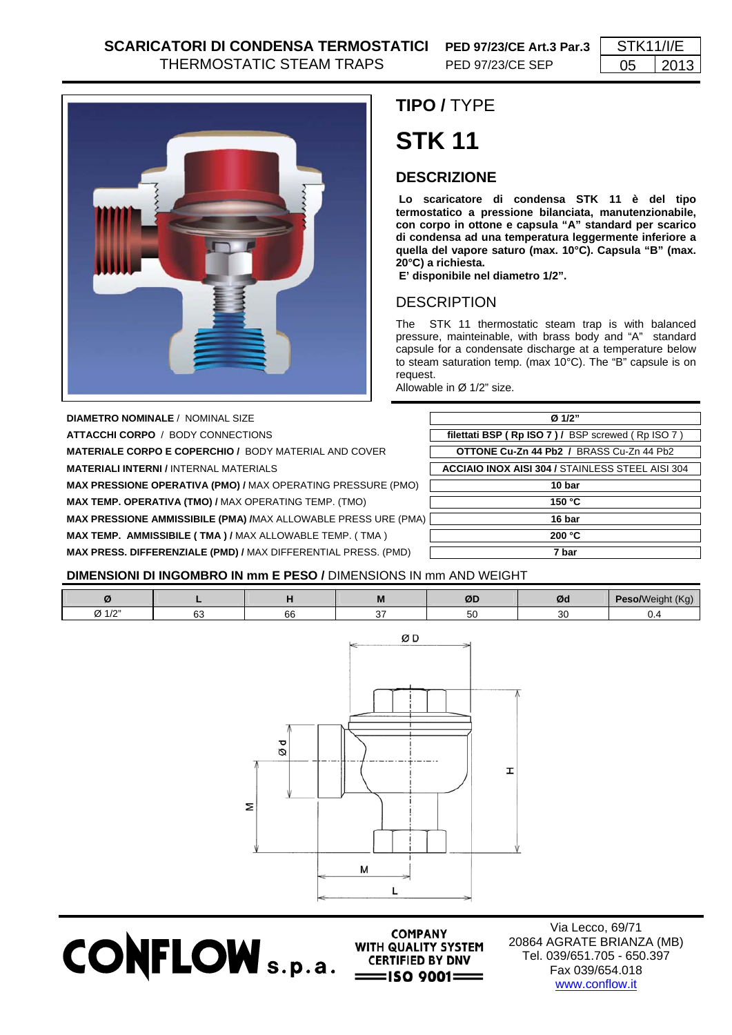**SCARICATORI DI CONDENSA TERMOSTATICI** PED 97/23/CE Art.3 Par.3
THERMOSTATIC STEAM TRAPS PED 97/23/CE SEP

STK11/I/E
05 | 2013

## TIPO / TYPE

# STK 11

## DESCRIZIONE

**Lo scaricatore di condensa STK 11 è del tipo termostatico a pressione bilanciata, manutenzionabile, con corpo in ottone e capsula "A" standard per scarico di condensa ad una temperatura leggermente inferiore a quella del vapore saturo (max. 10°C). Capsula "B" (max. 20°C) a richiesta.**
**E' disponibile nel diametro 1/2".**

## DESCRIPTION

The STK 11 thermostatic steam trap is with balanced pressure, mainteinable, with brass body and "A" standard capsule for a condensate discharge at a temperature below to steam saturation temp. (max 10°C). The "B" capsule is on request.
Allowable in Ø 1/2" size.

| | |
|---|---|
| **DIAMETRO NOMINALE** / NOMINAL SIZE | **Ø 1/2"** |
| **ATTACCHI CORPO** / BODY CONNECTIONS | **filettati BSP ( Rp ISO 7 ) /** BSP screwed ( Rp ISO 7 ) |
| **MATERIALE CORPO E COPERCHIO /** BODY MATERIAL AND COVER | **OTTONE Cu-Zn 44 Pb2 /** BRASS Cu-Zn 44 Pb2 |
| **MATERIALI INTERNI /** INTERNAL MATERIALS | **ACCIAIO INOX AISI 304 /** STAINLESS STEEL AISI 304 |
| **MAX PRESSIONE OPERATIVA (PMO) /** MAX OPERATING PRESSURE (PMO) | **10 bar** |
| **MAX TEMP. OPERATIVA (TMO) /** MAX OPERATING TEMP. (TMO) | **150 °C** |
| **MAX PRESSIONE AMMISSIBILE (PMA) /** MAX ALLOWABLE PRESS URE (PMA) | **16 bar** |
| **MAX TEMP. AMMISSIBILE ( TMA ) /** MAX ALLOWABLE TEMP. ( TMA ) | **200 °C** |
| **MAX PRESS. DIFFERENZIALE (PMD) /** MAX DIFFERENTIAL PRESS. (PMD) | **7 bar** |

**DIMENSIONI DI INGOMBRO IN mm E PESO /** DIMENSIONS IN mm AND WEIGHT

| Ø | L | H | M | ØD | Ød | **Peso**/Weight (Kg) |
|---|---|---|---|---|---|---|
| Ø 1/2" | 63 | 66 | 37 | 50 | 30 | 0.4 |

**CONFLOW s.p.a.**

COMPANY WITH QUALITY SYSTEM CERTIFIED BY DNV
ISO 9001

Via Lecco, 69/71
20864 AGRATE BRIANZA (MB)
Tel. 039/651.705 - 650.397
Fax 039/654.018
www.conflow.it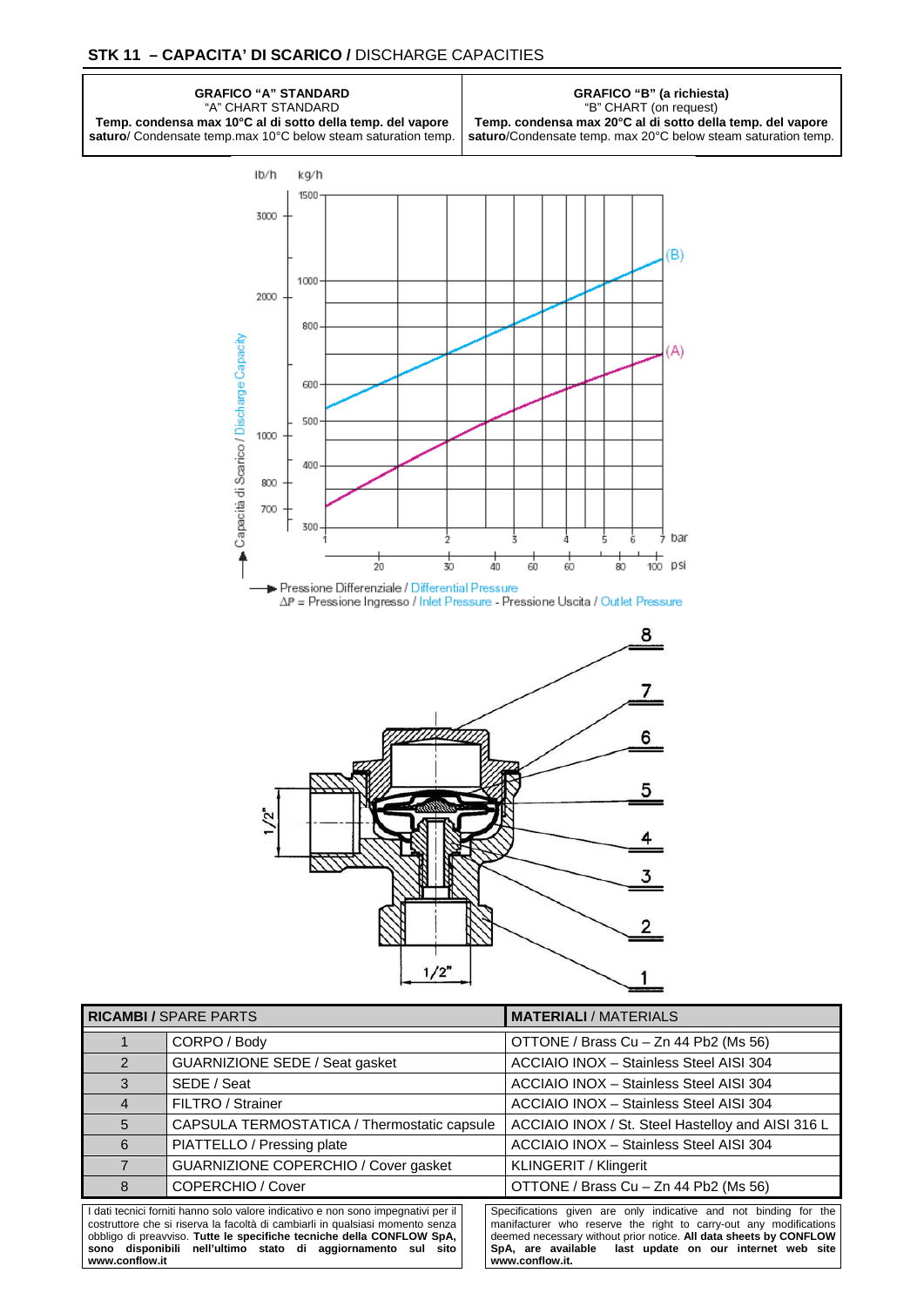## STK 11 – CAPACITA' DI SCARICO / DISCHARGE CAPACITIES

| GRAFICO "A" STANDARD<br>"A" CHART STANDARD<br>**Temp. condensa max 10°C al di sotto della temp. del vapore saturo**/ Condensate temp.max 10°C below steam saturation temp. | GRAFICO "B" (a richiesta)<br>"B" CHART (on request)<br>**Temp. condensa max 20°C al di sotto della temp. del vapore saturo**/Condensate temp. max 20°C below steam saturation temp. |
|---|---|

lb/h kg/h

1500 3000 1000 2000 800 600 500 1000 400 800 700 300

(B)

(A)

Capacità di Scarico / Discharge Capacity

1 2 3 4 5 6 7 bar

20 30 40 60 60 80 100 psi

Pressione Differenziale / Differential Pressure

ΔP = Pressione Ingresso / Inlet Pressure - Pressione Uscita / Outlet Pressure

8 7 6 5 4 3 2 1

1/2"

1/2"

| RICAMBI / SPARE PARTS | | MATERIALI / MATERIALS |
|---|---|---|
| 1 | CORPO / Body | OTTONE / Brass Cu – Zn 44 Pb2 (Ms 56) |
| 2 | GUARNIZIONE SEDE / Seat gasket | ACCIAIO INOX – Stainless Steel AISI 304 |
| 3 | SEDE / Seat | ACCIAIO INOX – Stainless Steel AISI 304 |
| 4 | FILTRO / Strainer | ACCIAIO INOX – Stainless Steel AISI 304 |
| 5 | CAPSULA TERMOSTATICA / Thermostatic capsule | ACCIAIO INOX / St. Steel Hastelloy and AISI 316 L |
| 6 | PIATTELLO / Pressing plate | ACCIAIO INOX – Stainless Steel AISI 304 |
| 7 | GUARNIZIONE COPERCHIO / Cover gasket | KLINGERIT / Klingerit |
| 8 | COPERCHIO / Cover | OTTONE / Brass Cu – Zn 44 Pb2 (Ms 56) |

I dati tecnici forniti hanno solo valore indicativo e non sono impegnativi per il costruttore che si riserva la facoltà di cambiarli in qualsiasi momento senza obbligo di preavviso. **Tutte le specifiche tecniche della CONFLOW SpA, sono disponibili nell'ultimo stato di aggiornamento sul sito www.conflow.it**

Specifications given are only indicative and not binding for the manifacturer who reserve the right to carry-out any modifications deemed necessary without prior notice. **All data sheets by CONFLOW SpA, are available last update on our internet web site www.conflow.it.**